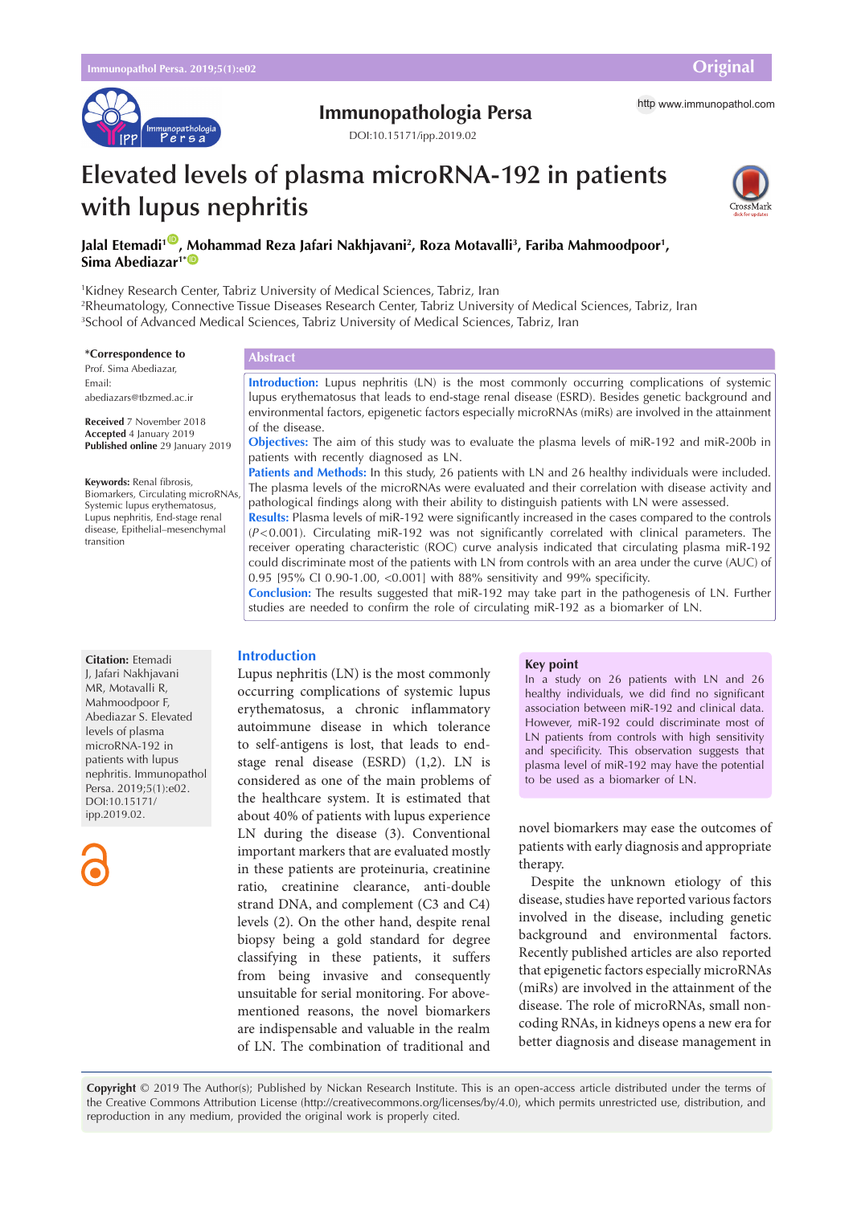# Elevated levels of plasma microRNA-192 in patients with lupus nephritis

**Jalal Etemadi[1], Mohammad Reza Jafari Nakhjavani[2], Roza Motavalli[3], Fariba Mahmoodpoor[1], Sima Abediazar[1*]**

[1]Kidney Research Center, Tabriz University of Medical Sciences, Tabriz, Iran
[2]Rheumatology, Connective Tissue Diseases Research Center, Tabriz University of Medical Sciences, Tabriz, Iran
[3]School of Advanced Medical Sciences, Tabriz University of Medical Sciences, Tabriz, Iran

**\*Correspondence to**
Prof. Sima Abediazar,
Email: abediazars@tbzmed.ac.ir

**Received** 7 November 2018
**Accepted** 4 January 2019
**Published online** 29 January 2019

**Keywords:** Renal fibrosis, Biomarkers, Circulating microRNAs, Systemic lupus erythematosus, Lupus nephritis, End-stage renal disease, Epithelial–mesenchymal transition

## Abstract

**Introduction:** Lupus nephritis (LN) is the most commonly occurring complications of systemic lupus erythematosus that leads to end-stage renal disease (ESRD). Besides genetic background and environmental factors, epigenetic factors especially microRNAs (miRs) are involved in the attainment of the disease.

**Objectives:** The aim of this study was to evaluate the plasma levels of miR-192 and miR-200b in patients with recently diagnosed as LN.

**Patients and Methods:** In this study, 26 patients with LN and 26 healthy individuals were included. The plasma levels of the microRNAs were evaluated and their correlation with disease activity and pathological findings along with their ability to distinguish patients with LN were assessed.

**Results:** Plasma levels of miR-192 were significantly increased in the cases compared to the controls ($P<0.001$). Circulating miR-192 was not significantly correlated with clinical parameters. The receiver operating characteristic (ROC) curve analysis indicated that circulating plasma miR-192 could discriminate most of the patients with LN from controls with an area under the curve (AUC) of 0.95 [95% CI 0.90-1.00, <0.001] with 88% sensitivity and 99% specificity.

**Conclusion:** The results suggested that miR-192 may take part in the pathogenesis of LN. Further studies are needed to confirm the role of circulating miR-192 as a biomarker of LN.

**Citation:** Etemadi J, Jafari Nakhjavani MR, Motavalli R, Mahmoodpoor F, Abediazar S. Elevated levels of plasma microRNA-192 in patients with lupus nephritis. Immunopathol Persa. 2019;5(1):e02. DOI:10.15171/ipp.2019.02.

## Introduction

Lupus nephritis (LN) is the most commonly occurring complications of systemic lupus erythematosus, a chronic inflammatory autoimmune disease in which tolerance to self-antigens is lost, that leads to end-stage renal disease (ESRD) (1,2). LN is considered as one of the main problems of the healthcare system. It is estimated that about 40% of patients with lupus experience LN during the disease (3). Conventional important markers that are evaluated mostly in these patients are proteinuria, creatinine ratio, creatinine clearance, anti-double strand DNA, and complement (C3 and C4) levels (2). On the other hand, despite renal biopsy being a gold standard for degree classifying in these patients, it suffers from being invasive and consequently unsuitable for serial monitoring. For above-mentioned reasons, the novel biomarkers are indispensable and valuable in the realm of LN. The combination of traditional and novel biomarkers may ease the outcomes of patients with early diagnosis and appropriate therapy.

Despite the unknown etiology of this disease, studies have reported various factors involved in the disease, including genetic background and environmental factors. Recently published articles are also reported that epigenetic factors especially microRNAs (miRs) are involved in the attainment of the disease. The role of microRNAs, small non-coding RNAs, in kidneys opens a new era for better diagnosis and disease management in

**Key point**

In a study on 26 patients with LN and 26 healthy individuals, we did find no significant association between miR-192 and clinical data. However, miR-192 could discriminate most of LN patients from controls with high sensitivity and specificity. This observation suggests that plasma level of miR-192 may have the potential to be used as a biomarker of LN.

**Copyright** © 2019 The Author(s); Published by Nickan Research Institute. This is an open-access article distributed under the terms of the Creative Commons Attribution License (http://creativecommons.org/licenses/by/4.0), which permits unrestricted use, distribution, and reproduction in any medium, provided the original work is properly cited.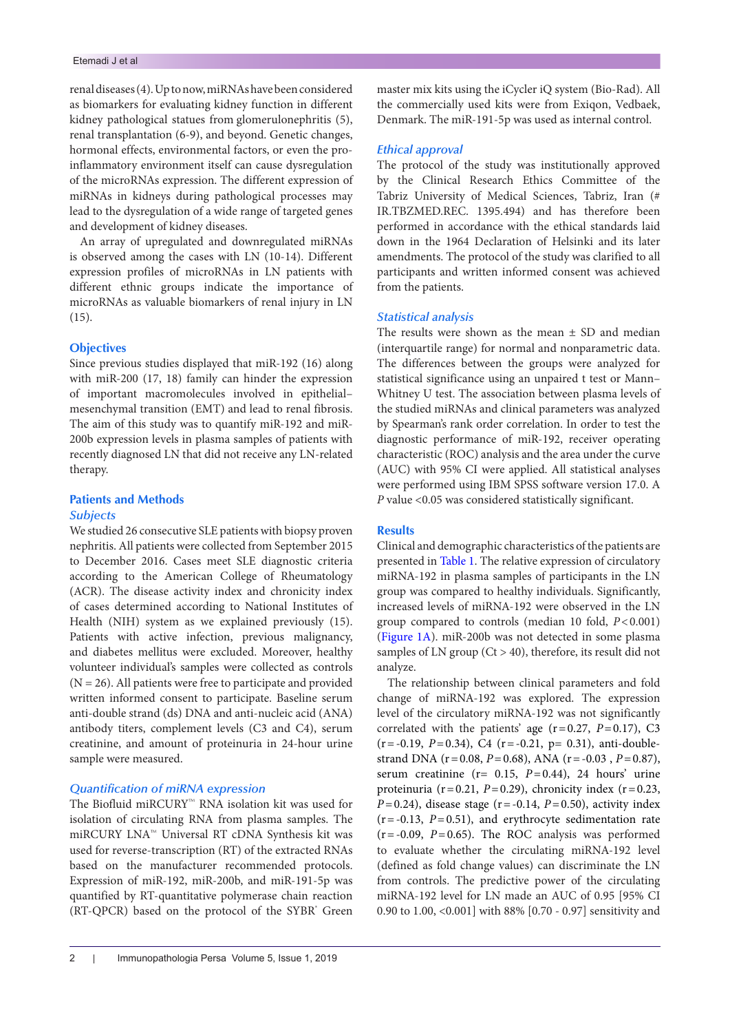renal diseases (4). Up to now, miRNAs have been considered as biomarkers for evaluating kidney function in different kidney pathological statues from glomerulonephritis (5), renal transplantation (6-9), and beyond. Genetic changes, hormonal effects, environmental factors, or even the pro-inflammatory environment itself can cause dysregulation of the microRNAs expression. The different expression of miRNAs in kidneys during pathological processes may lead to the dysregulation of a wide range of targeted genes and development of kidney diseases.

An array of upregulated and downregulated miRNAs is observed among the cases with LN (10-14). Different expression profiles of microRNAs in LN patients with different ethnic groups indicate the importance of microRNAs as valuable biomarkers of renal injury in LN (15).

## Objectives

Since previous studies displayed that miR-192 (16) along with miR-200 (17, 18) family can hinder the expression of important macromolecules involved in epithelial–mesenchymal transition (EMT) and lead to renal fibrosis. The aim of this study was to quantify miR-192 and miR-200b expression levels in plasma samples of patients with recently diagnosed LN that did not receive any LN-related therapy.

## Patients and Methods

### Subjects

We studied 26 consecutive SLE patients with biopsy proven nephritis. All patients were collected from September 2015 to December 2016. Cases meet SLE diagnostic criteria according to the American College of Rheumatology (ACR). The disease activity index and chronicity index of cases determined according to National Institutes of Health (NIH) system as we explained previously (15). Patients with active infection, previous malignancy, and diabetes mellitus were excluded. Moreover, healthy volunteer individual's samples were collected as controls (N = 26). All patients were free to participate and provided written informed consent to participate. Baseline serum anti-double strand (ds) DNA and anti-nucleic acid (ANA) antibody titers, complement levels (C3 and C4), serum creatinine, and amount of proteinuria in 24-hour urine sample were measured.

### Quantification of miRNA expression

The Biofluid miRCURY™ RNA isolation kit was used for isolation of circulating RNA from plasma samples. The miRCURY LNA™ Universal RT cDNA Synthesis kit was used for reverse-transcription (RT) of the extracted RNAs based on the manufacturer recommended protocols. Expression of miR-192, miR-200b, and miR-191-5p was quantified by RT-quantitative polymerase chain reaction (RT-QPCR) based on the protocol of the SYBR® Green master mix kits using the iCycler iQ system (Bio-Rad). All the commercially used kits were from Exiqon, Vedbaek, Denmark. The miR-191-5p was used as internal control.

### Ethical approval

The protocol of the study was institutionally approved by the Clinical Research Ethics Committee of the Tabriz University of Medical Sciences, Tabriz, Iran (# IR.TBZMED.REC. 1395.494) and has therefore been performed in accordance with the ethical standards laid down in the 1964 Declaration of Helsinki and its later amendments. The protocol of the study was clarified to all participants and written informed consent was achieved from the patients.

### Statistical analysis

The results were shown as the mean ± SD and median (interquartile range) for normal and nonparametric data. The differences between the groups were analyzed for statistical significance using an unpaired t test or Mann–Whitney U test. The association between plasma levels of the studied miRNAs and clinical parameters was analyzed by Spearman's rank order correlation. In order to test the diagnostic performance of miR-192, receiver operating characteristic (ROC) analysis and the area under the curve (AUC) with 95% CI were applied. All statistical analyses were performed using IBM SPSS software version 17.0. A *P* value <0.05 was considered statistically significant.

## Results

Clinical and demographic characteristics of the patients are presented in Table 1. The relative expression of circulatory miRNA-192 in plasma samples of participants in the LN group was compared to healthy individuals. Significantly, increased levels of miRNA-192 were observed in the LN group compared to controls (median 10 fold, $P<0.001$) (Figure 1A). miR-200b was not detected in some plasma samples of LN group (Ct > 40), therefore, its result did not analyze.

The relationship between clinical parameters and fold change of miRNA-192 was explored. The expression level of the circulatory miRNA-192 was not significantly correlated with the patients' age ($r=0.27$, $P=0.17$), C3 ($r=-0.19$, $P=0.34$), C4 ($r=-0.21$, $p=0.31$), anti-double-strand DNA ($r=0.08$, $P=0.68$), ANA ($r=-0.03$, $P=0.87$), serum creatinine ($r=0.15$, $P=0.44$), 24 hours' urine proteinuria ($r=0.21$, $P=0.29$), chronicity index ($r=0.23$, $P=0.24$), disease stage ($r=-0.14$, $P=0.50$), activity index ($r=-0.13$, $P=0.51$), and erythrocyte sedimentation rate ($r=-0.09$, $P=0.65$). The ROC analysis was performed to evaluate whether the circulating miRNA-192 level (defined as fold change values) can discriminate the LN from controls. The predictive power of the circulating miRNA-192 level for LN made an AUC of 0.95 [95% CI 0.90 to 1.00, <0.001] with 88% [0.70 - 0.97] sensitivity and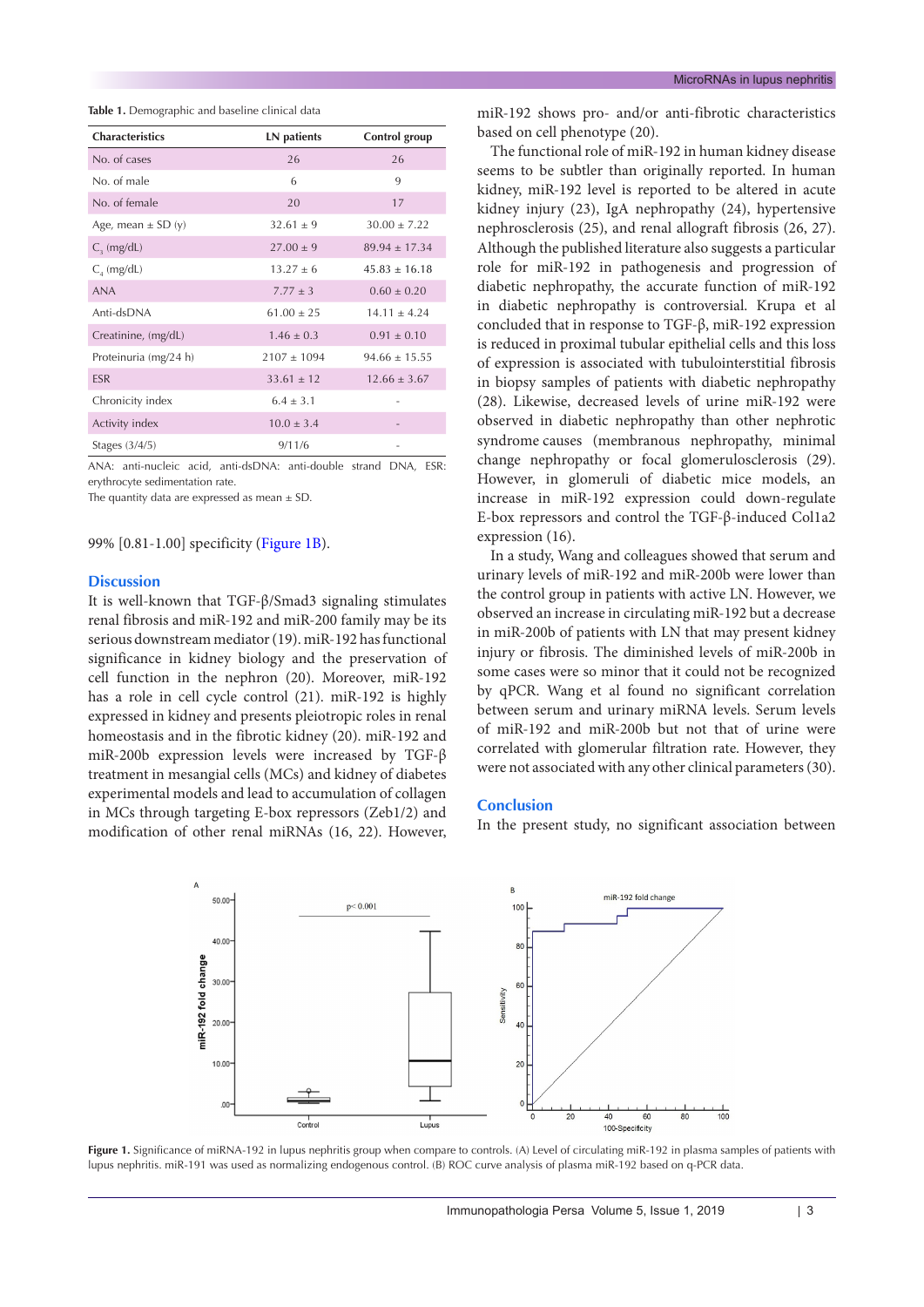**Table 1.** Demographic and baseline clinical data

| Characteristics | LN patients | Control group |
|---|---|---|
| No. of cases | 26 | 26 |
| No. of male | 6 | 9 |
| No. of female | 20 | 17 |
| Age, mean ± SD (y) | 32.61 ± 9 | 30.00 ± 7.22 |
| $C_3$ (mg/dL) | 27.00 ± 9 | 89.94 ± 17.34 |
| $C_4$ (mg/dL) | 13.27 ± 6 | 45.83 ± 16.18 |
| ANA | 7.77 ± 3 | 0.60 ± 0.20 |
| Anti-dsDNA | 61.00 ± 25 | 14.11 ± 4.24 |
| Creatinine, (mg/dL) | 1.46 ± 0.3 | 0.91 ± 0.10 |
| Proteinuria (mg/24 h) | 2107 ± 1094 | 94.66 ± 15.55 |
| ESR | 33.61 ± 12 | 12.66 ± 3.67 |
| Chronicity index | 6.4 ± 3.1 | - |
| Activity index | 10.0 ± 3.4 | - |
| Stages (3/4/5) | 9/11/6 | - |

ANA: anti-nucleic acid, anti-dsDNA: anti-double strand DNA, ESR: erythrocyte sedimentation rate.
The quantity data are expressed as mean ± SD.

99% [0.81-1.00] specificity (Figure 1B).

## Discussion

It is well-known that TGF-β/Smad3 signaling stimulates renal fibrosis and miR-192 and miR-200 family may be its serious downstream mediator (19). miR-192 has functional significance in kidney biology and the preservation of cell function in the nephron (20). Moreover, miR-192 has a role in cell cycle control (21). miR-192 is highly expressed in kidney and presents pleiotropic roles in renal homeostasis and in the fibrotic kidney (20). miR-192 and miR-200b expression levels were increased by TGF-β treatment in mesangial cells (MCs) and kidney of diabetes experimental models and lead to accumulation of collagen in MCs through targeting E-box repressors (Zeb1/2) and modification of other renal miRNAs (16, 22). However, miR-192 shows pro- and/or anti-fibrotic characteristics based on cell phenotype (20).

The functional role of miR-192 in human kidney disease seems to be subtler than originally reported. In human kidney, miR-192 level is reported to be altered in acute kidney injury (23), IgA nephropathy (24), hypertensive nephrosclerosis (25), and renal allograft fibrosis (26, 27). Although the published literature also suggests a particular role for miR-192 in pathogenesis and progression of diabetic nephropathy, the accurate function of miR-192 in diabetic nephropathy is controversial. Krupa et al concluded that in response to TGF-β, miR-192 expression is reduced in proximal tubular epithelial cells and this loss of expression is associated with tubulointerstitial fibrosis in biopsy samples of patients with diabetic nephropathy (28). Likewise, decreased levels of urine miR-192 were observed in diabetic nephropathy than other nephrotic syndrome causes (membranous nephropathy, minimal change nephropathy or focal glomerulosclerosis (29). However, in glomeruli of diabetic mice models, an increase in miR-192 expression could down-regulate E-box repressors and control the TGF-β-induced Col1a2 expression (16).

In a study, Wang and colleagues showed that serum and urinary levels of miR-192 and miR-200b were lower than the control group in patients with active LN. However, we observed an increase in circulating miR-192 but a decrease in miR-200b of patients with LN that may present kidney injury or fibrosis. The diminished levels of miR-200b in some cases were so minor that it could not be recognized by qPCR. Wang et al found no significant correlation between serum and urinary miRNA levels. Serum levels of miR-192 and miR-200b but not that of urine were correlated with glomerular filtration rate. However, they were not associated with any other clinical parameters (30).

## Conclusion

In the present study, no significant association between

**Figure 1.** Significance of miRNA-192 in lupus nephritis group when compare to controls. (A) Level of circulating miR-192 in plasma samples of patients with lupus nephritis. miR-191 was used as normalizing endogenous control. (B) ROC curve analysis of plasma miR-192 based on q-PCR data.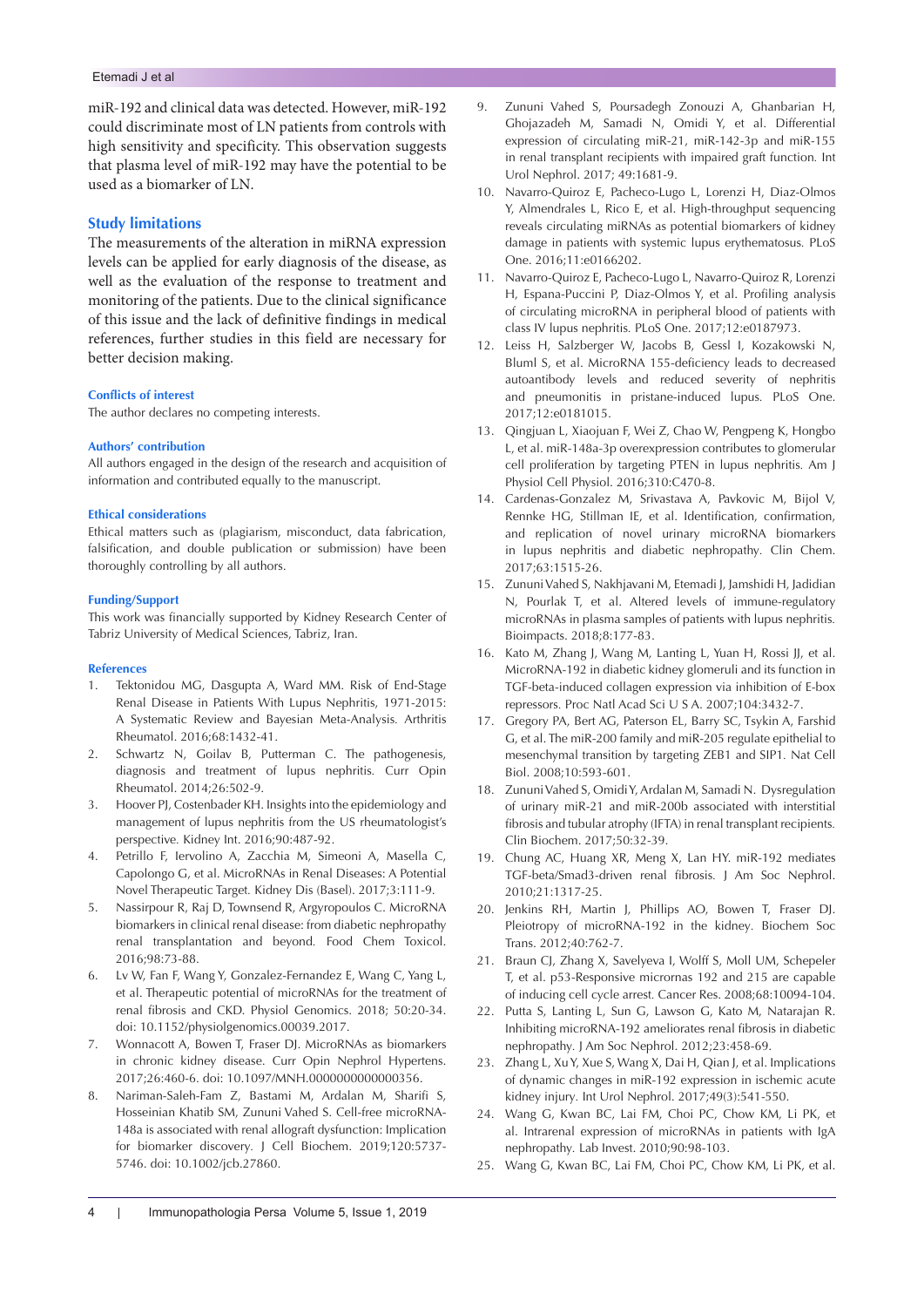miR-192 and clinical data was detected. However, miR-192 could discriminate most of LN patients from controls with high sensitivity and specificity. This observation suggests that plasma level of miR-192 may have the potential to be used as a biomarker of LN.

## Study limitations

The measurements of the alteration in miRNA expression levels can be applied for early diagnosis of the disease, as well as the evaluation of the response to treatment and monitoring of the patients. Due to the clinical significance of this issue and the lack of definitive findings in medical references, further studies in this field are necessary for better decision making.

### Conflicts of interest

The author declares no competing interests.

### Authors' contribution

All authors engaged in the design of the research and acquisition of information and contributed equally to the manuscript.

### Ethical considerations

Ethical matters such as (plagiarism, misconduct, data fabrication, falsification, and double publication or submission) have been thoroughly controlling by all authors.

### Funding/Support

This work was financially supported by Kidney Research Center of Tabriz University of Medical Sciences, Tabriz, Iran.

### References

1. Tektonidou MG, Dasgupta A, Ward MM. Risk of End-Stage Renal Disease in Patients With Lupus Nephritis, 1971-2015: A Systematic Review and Bayesian Meta-Analysis. Arthritis Rheumatol. 2016;68:1432-41.
2. Schwartz N, Goilav B, Putterman C. The pathogenesis, diagnosis and treatment of lupus nephritis. Curr Opin Rheumatol. 2014;26:502-9.
3. Hoover PJ, Costenbader KH. Insights into the epidemiology and management of lupus nephritis from the US rheumatologist's perspective. Kidney Int. 2016;90:487-92.
4. Petrillo F, Iervolino A, Zacchia M, Simeoni A, Masella C, Capolongo G, et al. MicroRNAs in Renal Diseases: A Potential Novel Therapeutic Target. Kidney Dis (Basel). 2017;3:111-9.
5. Nassirpour R, Raj D, Townsend R, Argyropoulos C. MicroRNA biomarkers in clinical renal disease: from diabetic nephropathy renal transplantation and beyond. Food Chem Toxicol. 2016;98:73-88.
6. Lv W, Fan F, Wang Y, Gonzalez-Fernandez E, Wang C, Yang L, et al. Therapeutic potential of microRNAs for the treatment of renal fibrosis and CKD. Physiol Genomics. 2018; 50:20-34. doi: 10.1152/physiolgenomics.00039.2017.
7. Wonnacott A, Bowen T, Fraser DJ. MicroRNAs as biomarkers in chronic kidney disease. Curr Opin Nephrol Hypertens. 2017;26:460-6. doi: 10.1097/MNH.0000000000000356.
8. Nariman-Saleh-Fam Z, Bastami M, Ardalan M, Sharifi S, Hosseinian Khatib SM, Zununi Vahed S. Cell-free microRNA-148a is associated with renal allograft dysfunction: Implication for biomarker discovery. J Cell Biochem. 2019;120:5737-5746. doi: 10.1002/jcb.27860.
9. Zununi Vahed S, Poursadegh Zonouzi A, Ghanbarian H, Ghojazadeh M, Samadi N, Omidi Y, et al. Differential expression of circulating miR-21, miR-142-3p and miR-155 in renal transplant recipients with impaired graft function. Int Urol Nephrol. 2017; 49:1681-9.
10. Navarro-Quiroz E, Pacheco-Lugo L, Lorenzi H, Diaz-Olmos Y, Almendrales L, Rico E, et al. High-throughput sequencing reveals circulating miRNAs as potential biomarkers of kidney damage in patients with systemic lupus erythematosus. PLoS One. 2016;11:e0166202.
11. Navarro-Quiroz E, Pacheco-Lugo L, Navarro-Quiroz R, Lorenzi H, Espana-Puccini P, Diaz-Olmos Y, et al. Profiling analysis of circulating microRNA in peripheral blood of patients with class IV lupus nephritis. PLoS One. 2017;12:e0187973.
12. Leiss H, Salzberger W, Jacobs B, Gessl I, Kozakowski N, Bluml S, et al. MicroRNA 155-deficiency leads to decreased autoantibody levels and reduced severity of nephritis and pneumonitis in pristane-induced lupus. PLoS One. 2017;12:e0181015.
13. Qingjuan L, Xiaojuan F, Wei Z, Chao W, Pengpeng K, Hongbo L, et al. miR-148a-3p overexpression contributes to glomerular cell proliferation by targeting PTEN in lupus nephritis. Am J Physiol Cell Physiol. 2016;310:C470-8.
14. Cardenas-Gonzalez M, Srivastava A, Pavkovic M, Bijol V, Rennke HG, Stillman IE, et al. Identification, confirmation, and replication of novel urinary microRNA biomarkers in lupus nephritis and diabetic nephropathy. Clin Chem. 2017;63:1515-26.
15. Zununi Vahed S, Nakhjavani M, Etemadi J, Jamshidi H, Jadidian N, Pourlak T, et al. Altered levels of immune-regulatory microRNAs in plasma samples of patients with lupus nephritis. Bioimpacts. 2018;8:177-83.
16. Kato M, Zhang J, Wang M, Lanting L, Yuan H, Rossi JJ, et al. MicroRNA-192 in diabetic kidney glomeruli and its function in TGF-beta-induced collagen expression via inhibition of E-box repressors. Proc Natl Acad Sci U S A. 2007;104:3432-7.
17. Gregory PA, Bert AG, Paterson EL, Barry SC, Tsykin A, Farshid G, et al. The miR-200 family and miR-205 regulate epithelial to mesenchymal transition by targeting ZEB1 and SIP1. Nat Cell Biol. 2008;10:593-601.
18. Zununi Vahed S, Omidi Y, Ardalan M, Samadi N. Dysregulation of urinary miR-21 and miR-200b associated with interstitial fibrosis and tubular atrophy (IFTA) in renal transplant recipients. Clin Biochem. 2017;50:32-39.
19. Chung AC, Huang XR, Meng X, Lan HY. miR-192 mediates TGF-beta/Smad3-driven renal fibrosis. J Am Soc Nephrol. 2010;21:1317-25.
20. Jenkins RH, Martin J, Phillips AO, Bowen T, Fraser DJ. Pleiotropy of microRNA-192 in the kidney. Biochem Soc Trans. 2012;40:762-7.
21. Braun CJ, Zhang X, Savelyeva I, Wolff S, Moll UM, Schepeler T, et al. p53-Responsive micrornas 192 and 215 are capable of inducing cell cycle arrest. Cancer Res. 2008;68:10094-104.
22. Putta S, Lanting L, Sun G, Lawson G, Kato M, Natarajan R. Inhibiting microRNA-192 ameliorates renal fibrosis in diabetic nephropathy. J Am Soc Nephrol. 2012;23:458-69.
23. Zhang L, Xu Y, Xue S, Wang X, Dai H, Qian J, et al. Implications of dynamic changes in miR-192 expression in ischemic acute kidney injury. Int Urol Nephrol. 2017;49(3):541-550.
24. Wang G, Kwan BC, Lai FM, Choi PC, Chow KM, Li PK, et al. Intrarenal expression of microRNAs in patients with IgA nephropathy. Lab Invest. 2010;90:98-103.
25. Wang G, Kwan BC, Lai FM, Choi PC, Chow KM, Li PK, et al.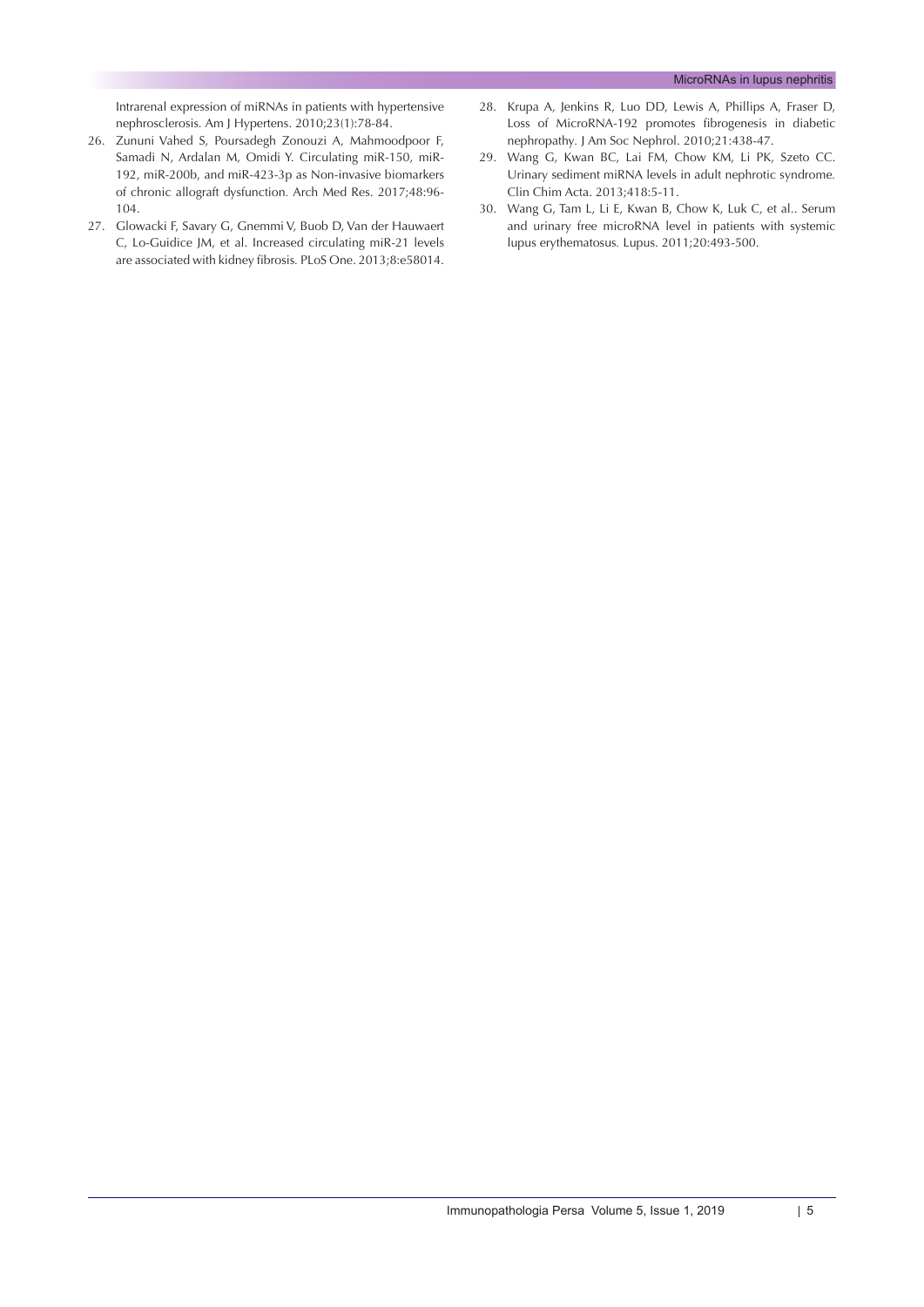Intrarenal expression of miRNAs in patients with hypertensive nephrosclerosis. Am J Hypertens. 2010;23(1):78-84.

26. Zununi Vahed S, Poursadegh Zonouzi A, Mahmoodpoor F, Samadi N, Ardalan M, Omidi Y. Circulating miR-150, miR-192, miR-200b, and miR-423-3p as Non-invasive biomarkers of chronic allograft dysfunction. Arch Med Res. 2017;48:96-104.
27. Glowacki F, Savary G, Gnemmi V, Buob D, Van der Hauwaert C, Lo-Guidice JM, et al. Increased circulating miR-21 levels are associated with kidney fibrosis. PLoS One. 2013;8:e58014.
28. Krupa A, Jenkins R, Luo DD, Lewis A, Phillips A, Fraser D, Loss of MicroRNA-192 promotes fibrogenesis in diabetic nephropathy. J Am Soc Nephrol. 2010;21:438-47.
29. Wang G, Kwan BC, Lai FM, Chow KM, Li PK, Szeto CC. Urinary sediment miRNA levels in adult nephrotic syndrome. Clin Chim Acta. 2013;418:5-11.
30. Wang G, Tam L, Li E, Kwan B, Chow K, Luk C, et al.. Serum and urinary free microRNA level in patients with systemic lupus erythematosus. Lupus. 2011;20:493-500.